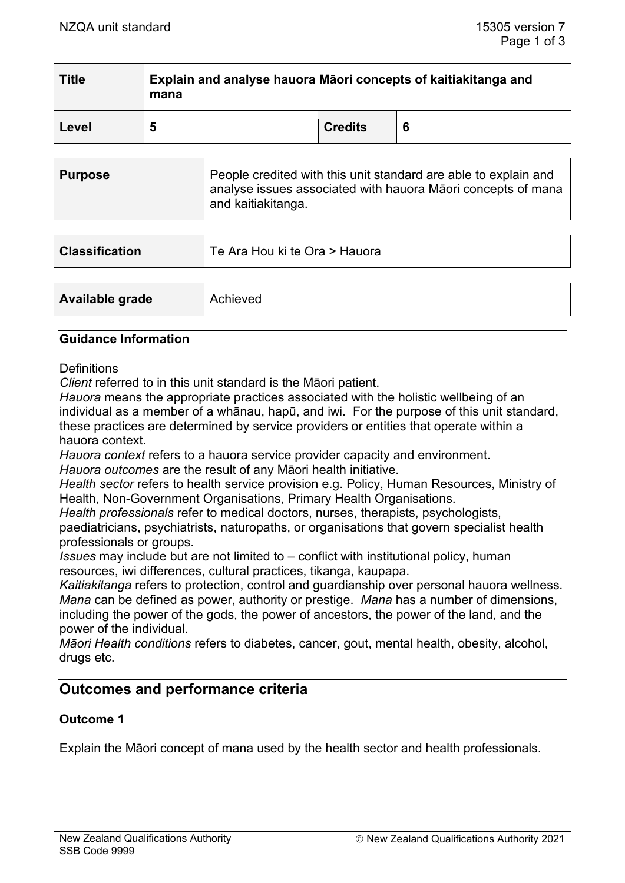| Title | Explain and analyse hauora Māori concepts of kaitiakitanga and mana | | |
|---|---|---|---|
| Level | 5 | Credits | 6 |

| Purpose | People credited with this unit standard are able to explain and analyse issues associated with hauora Māori concepts of mana and kaitiakitanga. |
|---|---|

| Classification | Te Ara Hou ki te Ora > Hauora |
|---|---|

| Available grade | Achieved |
|---|---|

**Guidance Information**

Definitions

*Client* referred to in this unit standard is the Māori patient.

*Hauora* means the appropriate practices associated with the holistic wellbeing of an individual as a member of a whānau, hapū, and iwi. For the purpose of this unit standard, these practices are determined by service providers or entities that operate within a hauora context.

*Hauora context* refers to a hauora service provider capacity and environment.

*Hauora outcomes* are the result of any Māori health initiative.

*Health sector* refers to health service provision e.g. Policy, Human Resources, Ministry of Health, Non-Government Organisations, Primary Health Organisations.

*Health professionals* refer to medical doctors, nurses, therapists, psychologists, paediatricians, psychiatrists, naturopaths, or organisations that govern specialist health professionals or groups.

*Issues* may include but are not limited to – conflict with institutional policy, human resources, iwi differences, cultural practices, tikanga, kaupapa.

*Kaitiakitanga* refers to protection, control and guardianship over personal hauora wellness.

*Mana* can be defined as power, authority or prestige. *Mana* has a number of dimensions, including the power of the gods, the power of ancestors, the power of the land, and the power of the individual.

*Māori Health conditions* refers to diabetes, cancer, gout, mental health, obesity, alcohol, drugs etc.

## Outcomes and performance criteria

### Outcome 1

Explain the Māori concept of mana used by the health sector and health professionals.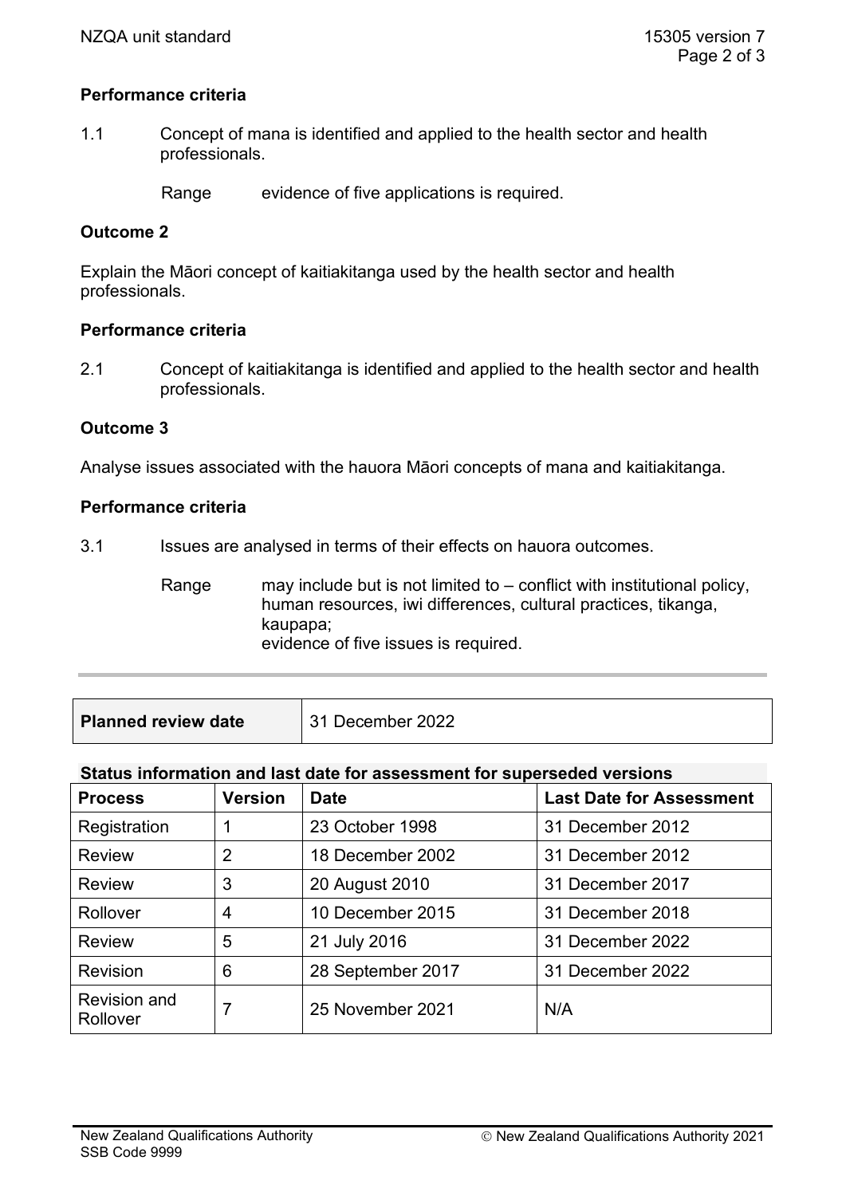**Performance criteria**

1.1 Concept of mana is identified and applied to the health sector and health professionals.

Range evidence of five applications is required.

**Outcome 2**

Explain the Māori concept of kaitiakitanga used by the health sector and health professionals.

**Performance criteria**

2.1 Concept of kaitiakitanga is identified and applied to the health sector and health professionals.

**Outcome 3**

Analyse issues associated with the hauora Māori concepts of mana and kaitiakitanga.

**Performance criteria**

3.1 Issues are analysed in terms of their effects on hauora outcomes.

Range may include but is not limited to – conflict with institutional policy, human resources, iwi differences, cultural practices, tikanga, kaupapa;
evidence of five issues is required.

---

| **Planned review date** | 31 December 2022 |
|---|---|

**Status information and last date for assessment for superseded versions**

| Process | Version | Date | Last Date for Assessment |
|---|---|---|---|
| Registration | 1 | 23 October 1998 | 31 December 2012 |
| Review | 2 | 18 December 2002 | 31 December 2012 |
| Review | 3 | 20 August 2010 | 31 December 2017 |
| Rollover | 4 | 10 December 2015 | 31 December 2018 |
| Review | 5 | 21 July 2016 | 31 December 2022 |
| Revision | 6 | 28 September 2017 | 31 December 2022 |
| Revision and Rollover | 7 | 25 November 2021 | N/A |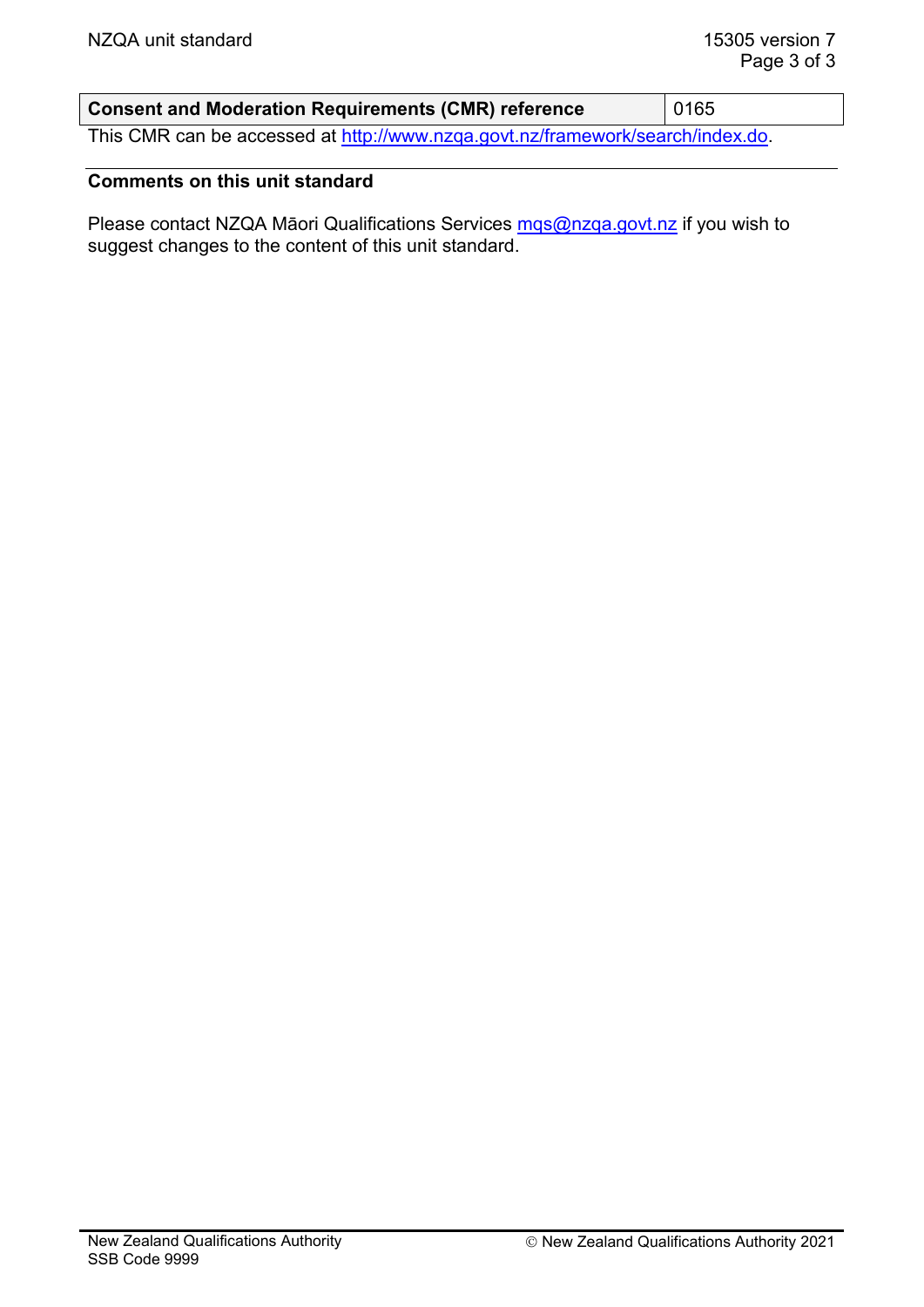| Consent and Moderation Requirements (CMR) reference | 0165 |
|---|---|

This CMR can be accessed at http://www.nzqa.govt.nz/framework/search/index.do.

**Comments on this unit standard**

Please contact NZQA Māori Qualifications Services mqs@nzqa.govt.nz if you wish to suggest changes to the content of this unit standard.